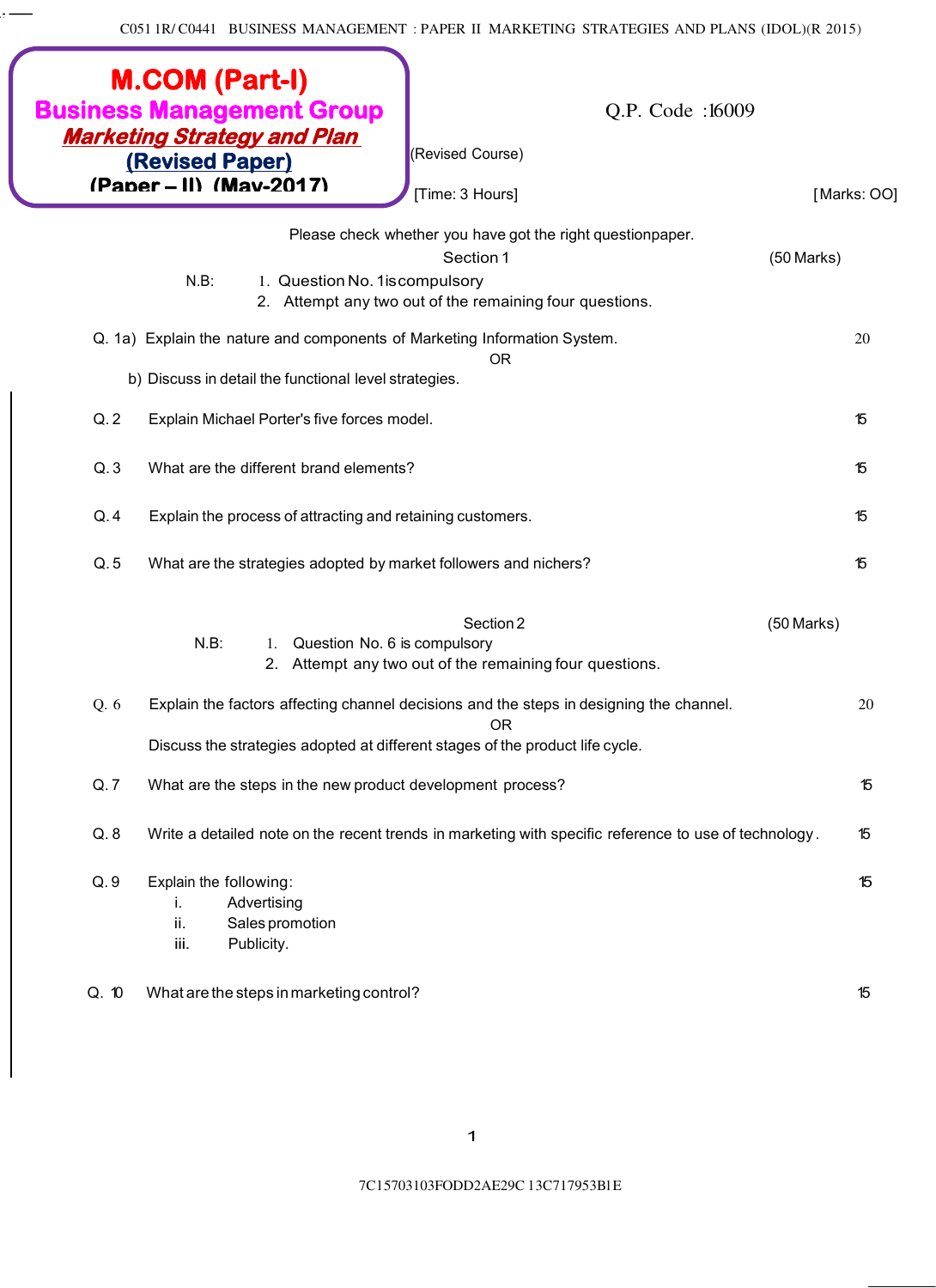C051 1R/ C0441 BUSINESS MANAGEMENT : PAPER II MARKETING STRATEGIES AND PLANS (IDOL)(R 2015)

**M.COM (Part-I)**
**Business Management Group**
***Marketing Strategy and Plan***
**(Revised Paper)**
**(Paper – II) (May-2017)**

Q.P. Code :16009

(Revised Course)

[Time: 3 Hours] [Marks: OO]

Please check whether you have got the right questionpaper.

## Section 1 (50 Marks)

N.B:
1. Question No. 1iscompulsory
2. Attempt any two out of the remaining four questions.

Q. 1a) Explain the nature and components of Marketing Information System. 20

OR

b) Discuss in detail the functional level strategies.

Q. 2 Explain Michael Porter's five forces model. 15

Q. 3 What are the different brand elements? 15

Q. 4 Explain the process of attracting and retaining customers. 15

Q. 5 What are the strategies adopted by market followers and nichers? 15

## Section 2 (50 Marks)

N.B:
1. Question No. 6 is compulsory
2. Attempt any two out of the remaining four questions.

Q. 6 Explain the factors affecting channel decisions and the steps in designing the channel. 20

OR

Discuss the strategies adopted at different stages of the product life cycle.

Q. 7 What are the steps in the new product development process? 15

Q. 8 Write a detailed note on the recent trends in marketing with specific reference to use of technology. 15

Q. 9 Explain the following: 15

i. Advertising
ii. Sales promotion
iii. Publicity.

Q. 10 What are the steps in marketing control? 15

7C15703103FODD2AE29C 13C717953B1E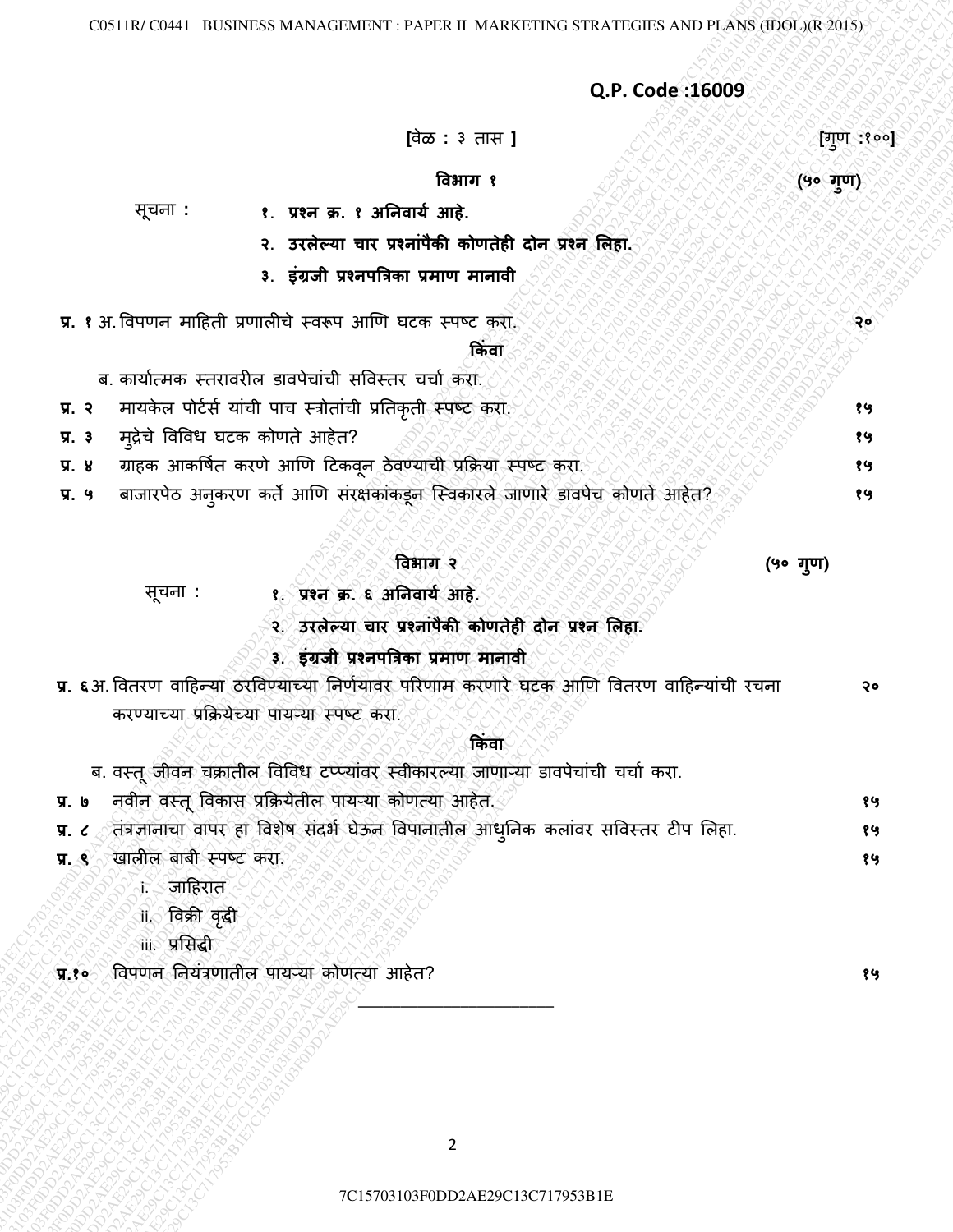**Q.P. Code :16009**

[वेळ : ३ तास ] [गुण :१००]

## विभाग १ (५० गुण)

सूचना :
**१. प्रश्न क्र. १ अनिवार्य आहे.**
**२. उरलेल्या चार प्रश्नांपैकी कोणतेही दोन प्रश्न लिहा.**
**३. इंग्रजी प्रश्नपत्रिका प्रमाण मानावी**

**प्र. १** अ. विपणन माहिती प्रणालीचे स्वरूप आणि घटक स्पष्ट करा. २०

**किंवा**

ब. कार्यात्मक स्तरावरील डावपेचांची सविस्तर चर्चा करा.

**प्र. २** मायकेल पोर्टर्स यांची पाच स्त्रोतांची प्रतिकृती स्पष्ट करा. १५

**प्र. ३** मुद्रेचे विविध घटक कोणते आहेत? १५

**प्र. ४** ग्राहक आकर्षित करणे आणि टिकवून ठेवण्याची प्रक्रिया स्पष्ट करा. १५

**प्र. ५** बाजारपेठ अनुकरण कर्ते आणि संरक्षकांकडून स्विकारले जाणारे डावपेच कोणते आहेत? १५

## विभाग २ (५० गुण)

सूचना :
**१. प्रश्न क्र. ६ अनिवार्य आहे.**
**२. उरलेल्या चार प्रश्नांपैकी कोणतेही दोन प्रश्न लिहा.**
**३. इंग्रजी प्रश्नपत्रिका प्रमाण मानावी**

**प्र. ६** अ. वितरण वाहिन्या ठरविण्याच्या निर्णयावर परिणाम करणारे घटक आणि वितरण वाहिन्यांची रचना करण्याच्या प्रक्रियेच्या पायऱ्या स्पष्ट करा. २०

**किंवा**

ब. वस्तू जीवन चक्रातील विविध टप्प्यांवर स्वीकारल्या जाणाऱ्या डावपेचांची चर्चा करा.

**प्र. ७** नवीन वस्तू विकास प्रक्रियेतील पायऱ्या कोणत्या आहेत. १५

**प्र. ८** तंत्रज्ञानाचा वापर हा विशेष संदर्भ घेऊन विपानातील आधुनिक कलांवर सविस्तर टीप लिहा. १५

**प्र. ९** खालील बाबी स्पष्ट करा. १५

i. जाहिरात
ii. विक्री वृद्धी
iii. प्रसिद्धी

**प्र.१०** विपणन नियंत्रणातील पायऱ्या कोणत्या आहेत? १५

---